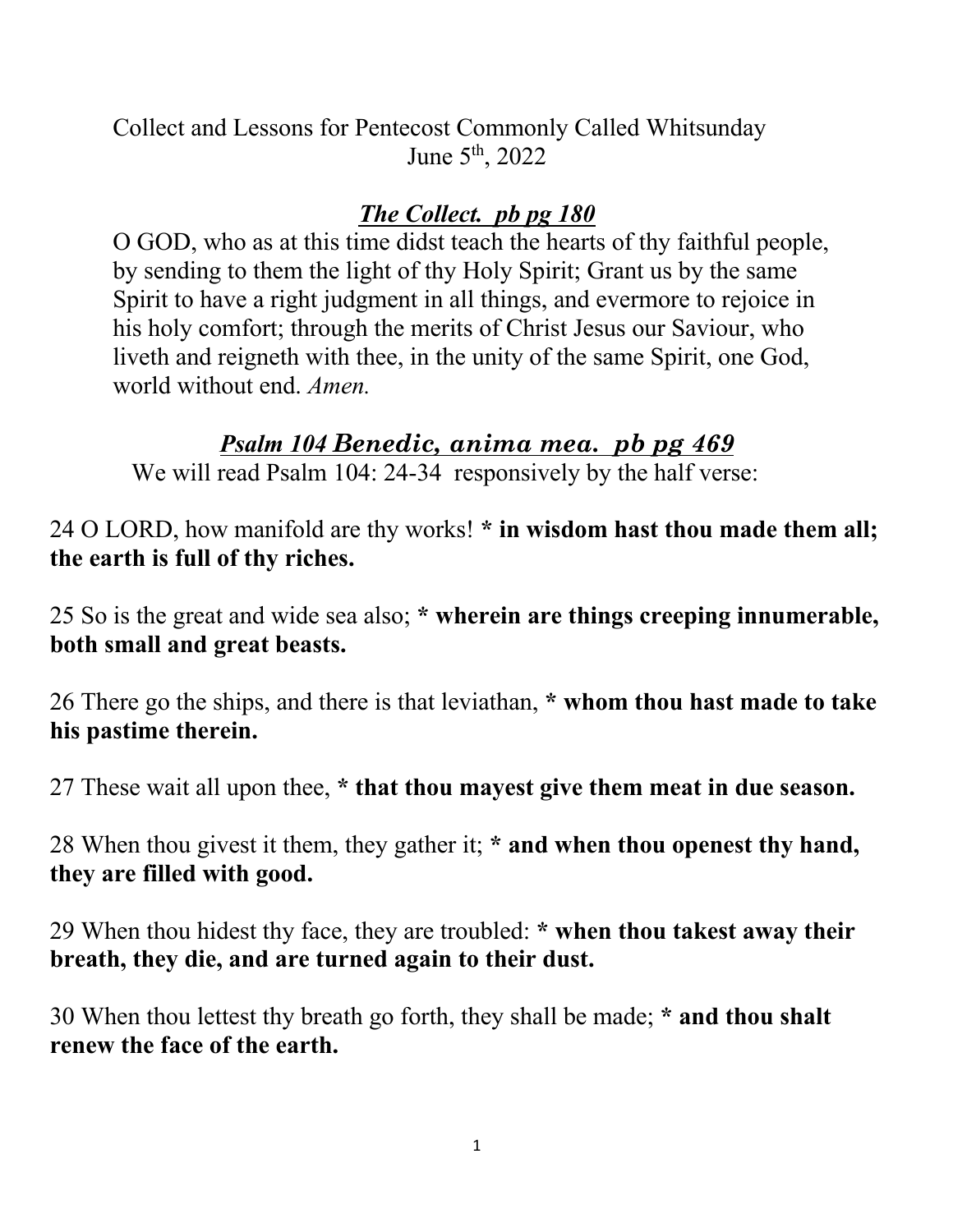Collect and Lessons for Pentecost Commonly Called Whitsunday
June 5th, 2022

## ***The Collect. pb pg 180***

O GOD, who as at this time didst teach the hearts of thy faithful people, by sending to them the light of thy Holy Spirit; Grant us by the same Spirit to have a right judgment in all things, and evermore to rejoice in his holy comfort; through the merits of Christ Jesus our Saviour, who liveth and reigneth with thee, in the unity of the same Spirit, one God, world without end. *Amen.*

## ***Psalm 104 Benedic, anima mea. pb pg 469***

We will read Psalm 104: 24-34 responsively by the half verse:

24 O LORD, how manifold are thy works! * **in wisdom hast thou made them all; the earth is full of thy riches.**

25 So is the great and wide sea also; * **wherein are things creeping innumerable, both small and great beasts.**

26 There go the ships, and there is that leviathan, * **whom thou hast made to take his pastime therein.**

27 These wait all upon thee, * **that thou mayest give them meat in due season.**

28 When thou givest it them, they gather it; * **and when thou openest thy hand, they are filled with good.**

29 When thou hidest thy face, they are troubled: * **when thou takest away their breath, they die, and are turned again to their dust.**

30 When thou lettest thy breath go forth, they shall be made; * **and thou shalt renew the face of the earth.**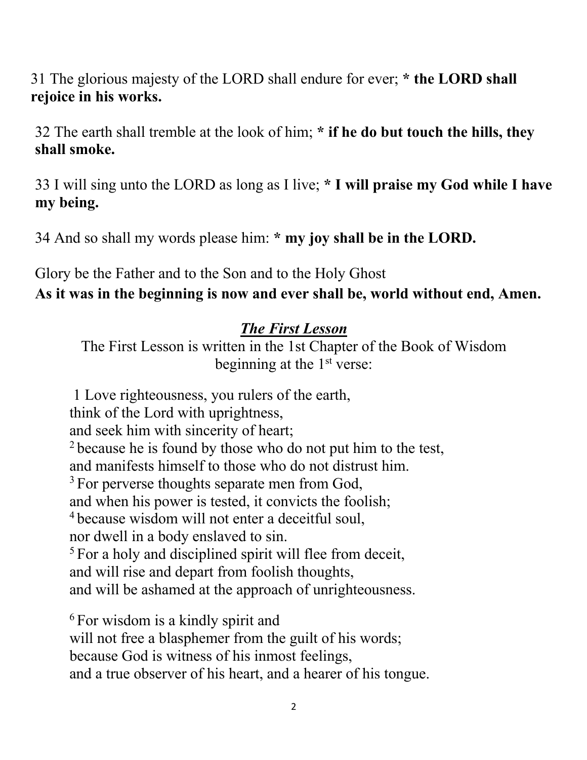31 The glorious majesty of the LORD shall endure for ever; * **the LORD shall rejoice in his works.**

32 The earth shall tremble at the look of him; * **if he do but touch the hills, they shall smoke.**

33 I will sing unto the LORD as long as I live; * **I will praise my God while I have my being.**

34 And so shall my words please him: * **my joy shall be in the LORD.**

Glory be the Father and to the Son and to the Holy Ghost
**As it was in the beginning is now and ever shall be, world without end, Amen.**

## ***The First Lesson***

The First Lesson is written in the 1st Chapter of the Book of Wisdom beginning at the 1st verse:

1 Love righteousness, you rulers of the earth,
think of the Lord with uprightness,
and seek him with sincerity of heart;
2 because he is found by those who do not put him to the test,
and manifests himself to those who do not distrust him.
3 For perverse thoughts separate men from God,
and when his power is tested, it convicts the foolish;
4 because wisdom will not enter a deceitful soul,
nor dwell in a body enslaved to sin.
5 For a holy and disciplined spirit will flee from deceit,
and will rise and depart from foolish thoughts,
and will be ashamed at the approach of unrighteousness.

6 For wisdom is a kindly spirit and
will not free a blasphemer from the guilt of his words;
because God is witness of his inmost feelings,
and a true observer of his heart, and a hearer of his tongue.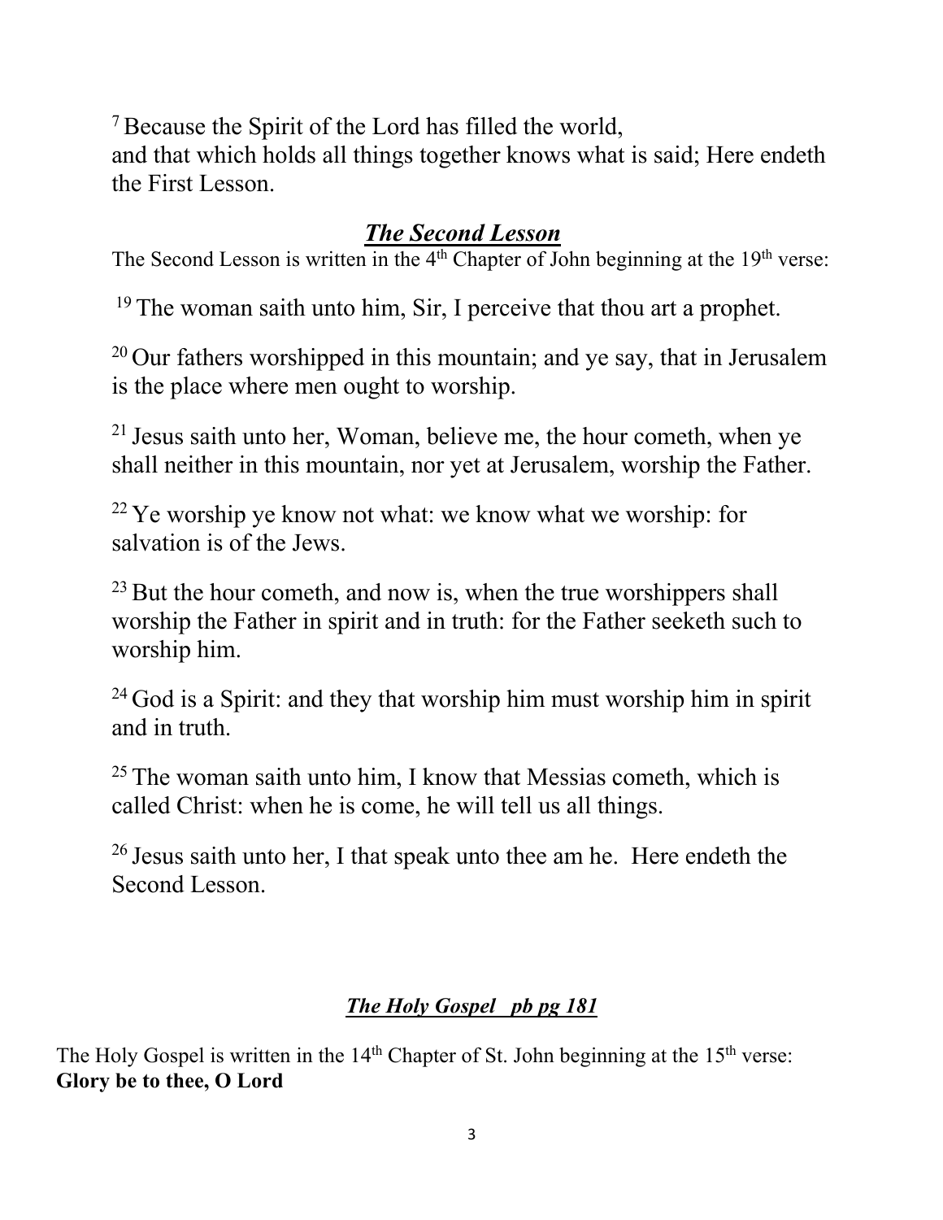[7] Because the Spirit of the Lord has filled the world,
and that which holds all things together knows what is said; Here endeth the First Lesson.

## ***The Second Lesson***

The Second Lesson is written in the 4th Chapter of John beginning at the 19th verse:

[19] The woman saith unto him, Sir, I perceive that thou art a prophet.

[20] Our fathers worshipped in this mountain; and ye say, that in Jerusalem is the place where men ought to worship.

[21] Jesus saith unto her, Woman, believe me, the hour cometh, when ye shall neither in this mountain, nor yet at Jerusalem, worship the Father.

[22] Ye worship ye know not what: we know what we worship: for salvation is of the Jews.

[23] But the hour cometh, and now is, when the true worshippers shall worship the Father in spirit and in truth: for the Father seeketh such to worship him.

[24] God is a Spirit: and they that worship him must worship him in spirit and in truth.

[25] The woman saith unto him, I know that Messias cometh, which is called Christ: when he is come, he will tell us all things.

[26] Jesus saith unto her, I that speak unto thee am he. Here endeth the Second Lesson.

## ***The Holy Gospel pb pg 181***

The Holy Gospel is written in the 14th Chapter of St. John beginning at the 15th verse:
**Glory be to thee, O Lord**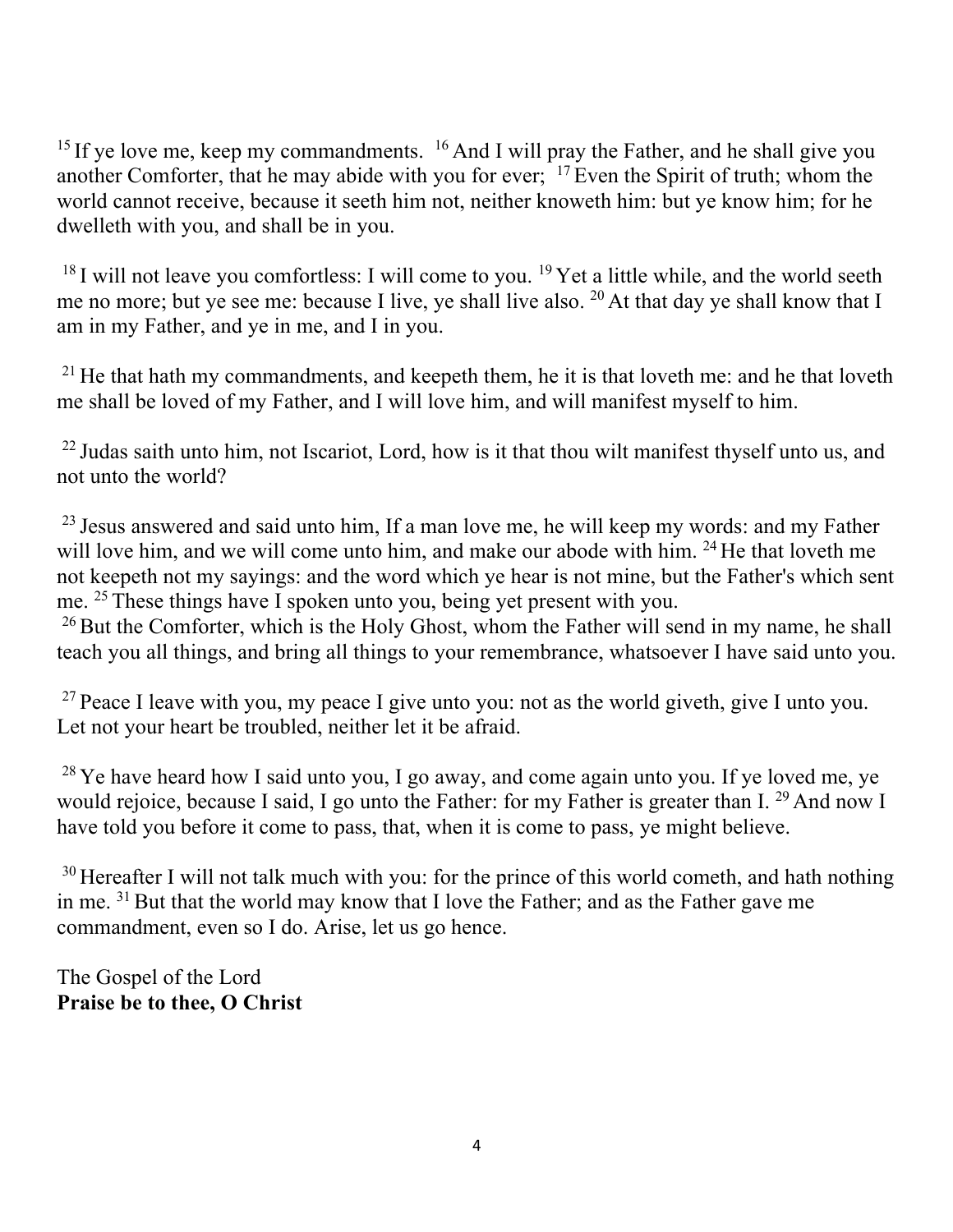[15] If ye love me, keep my commandments. [16] And I will pray the Father, and he shall give you another Comforter, that he may abide with you for ever; [17] Even the Spirit of truth; whom the world cannot receive, because it seeth him not, neither knoweth him: but ye know him; for he dwelleth with you, and shall be in you.

[18] I will not leave you comfortless: I will come to you. [19] Yet a little while, and the world seeth me no more; but ye see me: because I live, ye shall live also. [20] At that day ye shall know that I am in my Father, and ye in me, and I in you.

[21] He that hath my commandments, and keepeth them, he it is that loveth me: and he that loveth me shall be loved of my Father, and I will love him, and will manifest myself to him.

[22] Judas saith unto him, not Iscariot, Lord, how is it that thou wilt manifest thyself unto us, and not unto the world?

[23] Jesus answered and said unto him, If a man love me, he will keep my words: and my Father will love him, and we will come unto him, and make our abode with him. [24] He that loveth me not keepeth not my sayings: and the word which ye hear is not mine, but the Father's which sent me. [25] These things have I spoken unto you, being yet present with you.
[26] But the Comforter, which is the Holy Ghost, whom the Father will send in my name, he shall teach you all things, and bring all things to your remembrance, whatsoever I have said unto you.

[27] Peace I leave with you, my peace I give unto you: not as the world giveth, give I unto you. Let not your heart be troubled, neither let it be afraid.

[28] Ye have heard how I said unto you, I go away, and come again unto you. If ye loved me, ye would rejoice, because I said, I go unto the Father: for my Father is greater than I. [29] And now I have told you before it come to pass, that, when it is come to pass, ye might believe.

[30] Hereafter I will not talk much with you: for the prince of this world cometh, and hath nothing in me. [31] But that the world may know that I love the Father; and as the Father gave me commandment, even so I do. Arise, let us go hence.

The Gospel of the Lord
**Praise be to thee, O Christ**